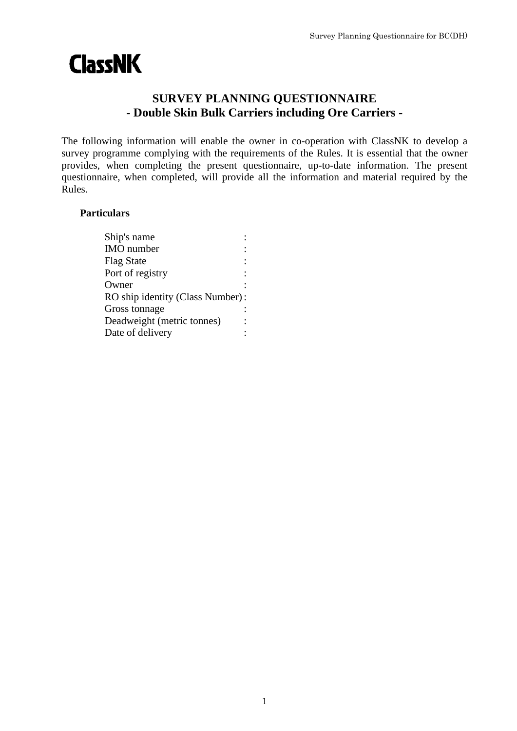ClassNK

# SURVEY PLANNING QUESTIONNAIRE
## - Double Skin Bulk Carriers including Ore Carriers -

The following information will enable the owner in co-operation with ClassNK to develop a survey programme complying with the requirements of the Rules. It is essential that the owner provides, when completing the present questionnaire, up-to-date information. The present questionnaire, when completed, will provide all the information and material required by the Rules.

**Particulars**

Ship's name :
IMO number :
Flag State :
Port of registry :
Owner :
RO ship identity (Class Number) :
Gross tonnage :
Deadweight (metric tonnes) :
Date of delivery :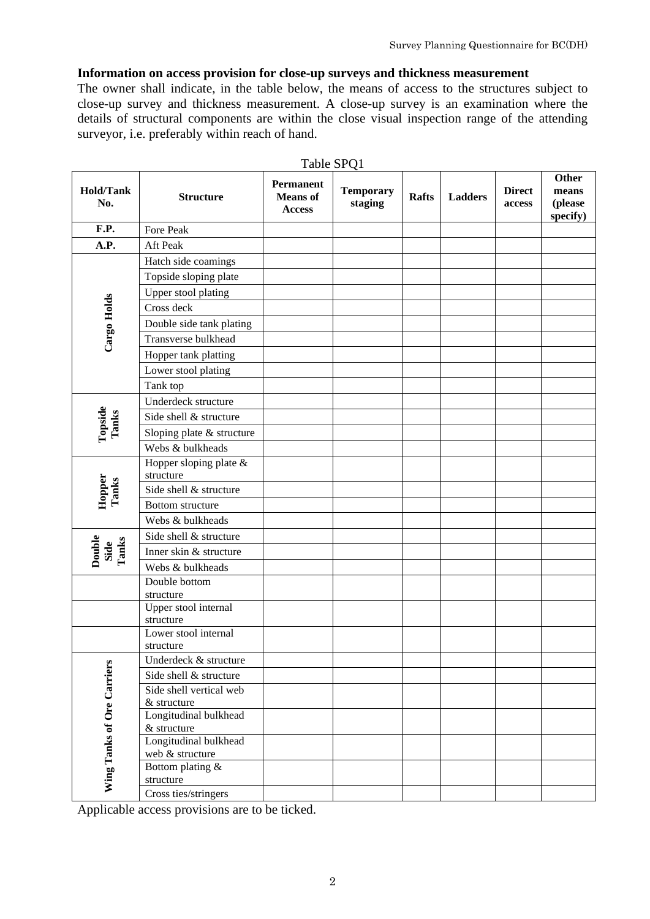**Information on access provision for close-up surveys and thickness measurement**

The owner shall indicate, in the table below, the means of access to the structures subject to close-up survey and thickness measurement. A close-up survey is an examination where the details of structural components are within the close visual inspection range of the attending surveyor, i.e. preferably within reach of hand.

Table SPQ1

| Hold/Tank No. | Structure | Permanent Means of Access | Temporary staging | Rafts | Ladders | Direct access | Other means (please specify) |
|---|---|---|---|---|---|---|---|
| F.P. | Fore Peak | | | | | | |
| A.P. | Aft Peak | | | | | | |
| Cargo Holds | Hatch side coamings | | | | | | |
| | Topside sloping plate | | | | | | |
| | Upper stool plating | | | | | | |
| | Cross deck | | | | | | |
| | Double side tank plating | | | | | | |
| | Transverse bulkhead | | | | | | |
| | Hopper tank platting | | | | | | |
| | Lower stool plating | | | | | | |
| | Tank top | | | | | | |
| Topside Tanks | Underdeck structure | | | | | | |
| | Side shell & structure | | | | | | |
| | Sloping plate & structure | | | | | | |
| | Webs & bulkheads | | | | | | |
| Hopper Tanks | Hopper sloping plate & structure | | | | | | |
| | Side shell & structure | | | | | | |
| | Bottom structure | | | | | | |
| | Webs & bulkheads | | | | | | |
| Double Side Tanks | Side shell & structure | | | | | | |
| | Inner skin & structure | | | | | | |
| | Webs & bulkheads | | | | | | |
| | Double bottom structure | | | | | | |
| | Upper stool internal structure | | | | | | |
| | Lower stool internal structure | | | | | | |
| Wing Tanks of Ore Carriers | Underdeck & structure | | | | | | |
| | Side shell & structure | | | | | | |
| | Side shell vertical web & structure | | | | | | |
| | Longitudinal bulkhead & structure | | | | | | |
| | Longitudinal bulkhead web & structure | | | | | | |
| | Bottom plating & structure | | | | | | |
| | Cross ties/stringers | | | | | | |

Applicable access provisions are to be ticked.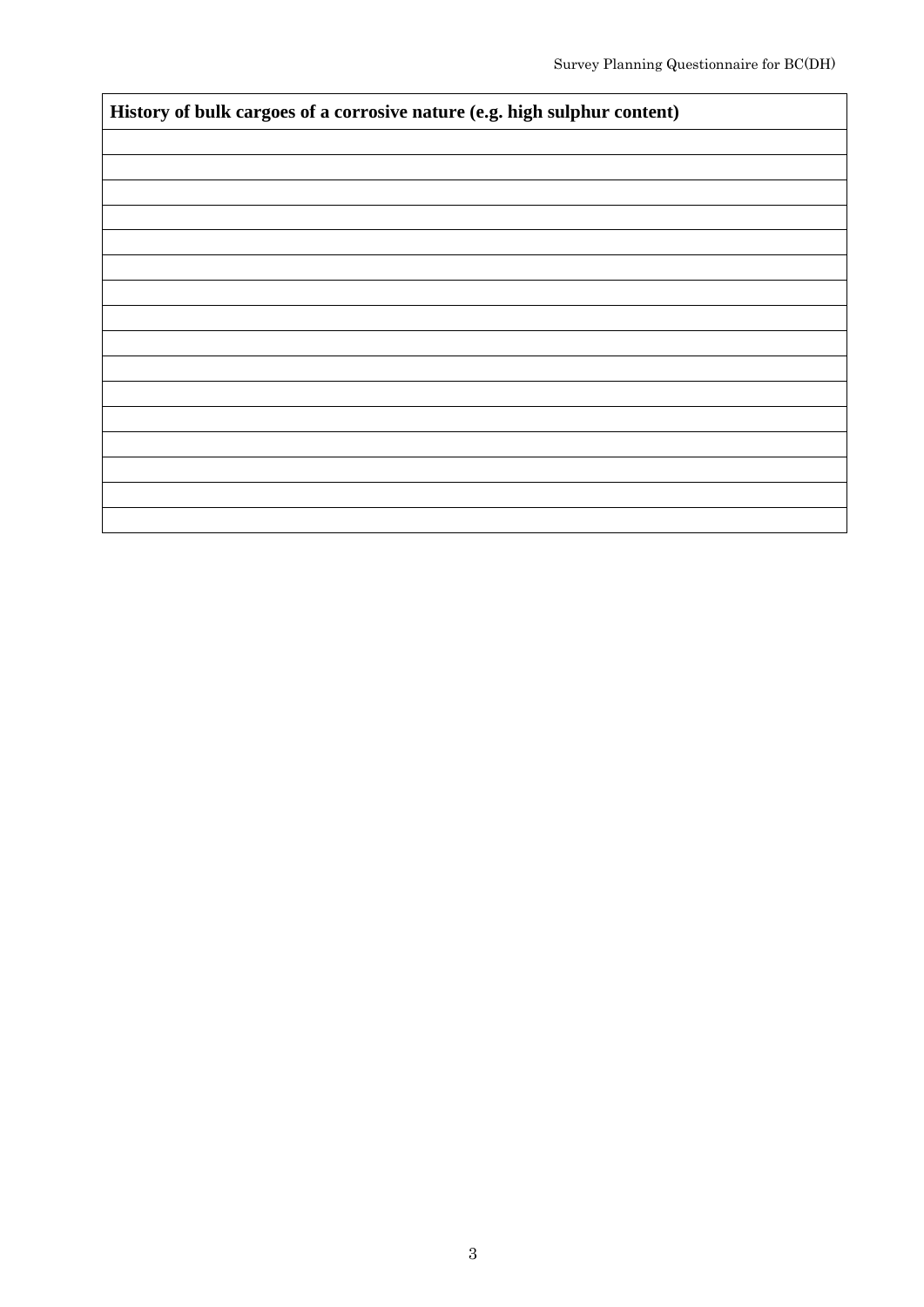| History of bulk cargoes of a corrosive nature (e.g. high sulphur content) |
| --- |
| |
| |
| |
| |
| |
| |
| |
| |
| |
| |
| |
| |
| |
| |
| |
| |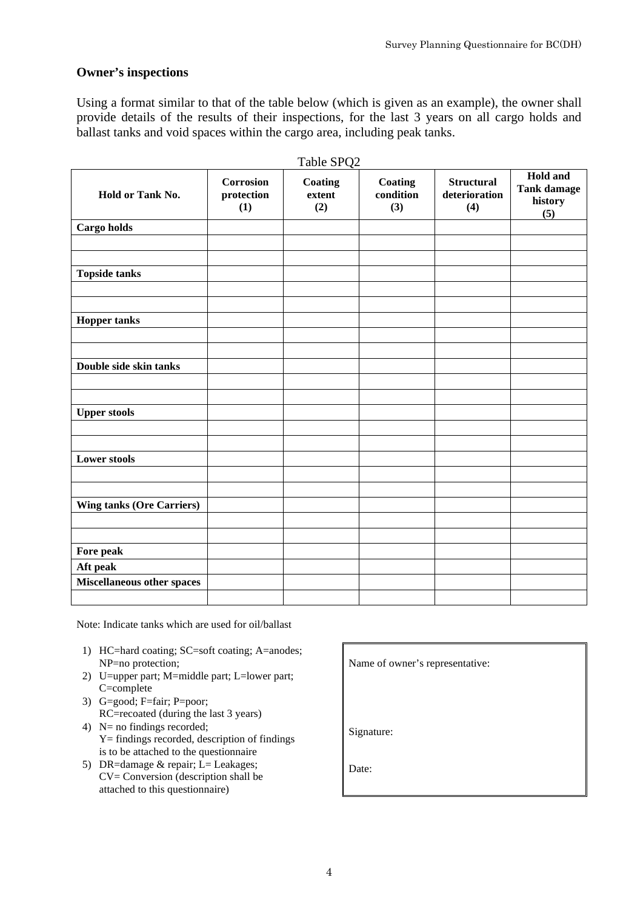## Owner's inspections

Using a format similar to that of the table below (which is given as an example), the owner shall provide details of the results of their inspections, for the last 3 years on all cargo holds and ballast tanks and void spaces within the cargo area, including peak tanks.

Table SPQ2

| Hold or Tank No. | Corrosion protection (1) | Coating extent (2) | Coating condition (3) | Structural deterioration (4) | Hold and Tank damage history (5) |
|---|---|---|---|---|---|
| **Cargo holds** | | | | | |
| | | | | | |
| | | | | | |
| **Topside tanks** | | | | | |
| | | | | | |
| | | | | | |
| **Hopper tanks** | | | | | |
| | | | | | |
| | | | | | |
| **Double side skin tanks** | | | | | |
| | | | | | |
| | | | | | |
| **Upper stools** | | | | | |
| | | | | | |
| | | | | | |
| **Lower stools** | | | | | |
| | | | | | |
| | | | | | |
| **Wing tanks (Ore Carriers)** | | | | | |
| | | | | | |
| | | | | | |
| **Fore peak** | | | | | |
| **Aft peak** | | | | | |
| **Miscellaneous other spaces** | | | | | |
| | | | | | |

Note: Indicate tanks which are used for oil/ballast

1) HC=hard coating; SC=soft coating; A=anodes; NP=no protection;
2) U=upper part; M=middle part; L=lower part; C=complete
3) G=good; F=fair; P=poor; RC=recoated (during the last 3 years)
4) N= no findings recorded; Y= findings recorded, description of findings is to be attached to the questionnaire
5) DR=damage & repair; L= Leakages; CV= Conversion (description shall be attached to this questionnaire)

Name of owner's representative:

Signature:

Date: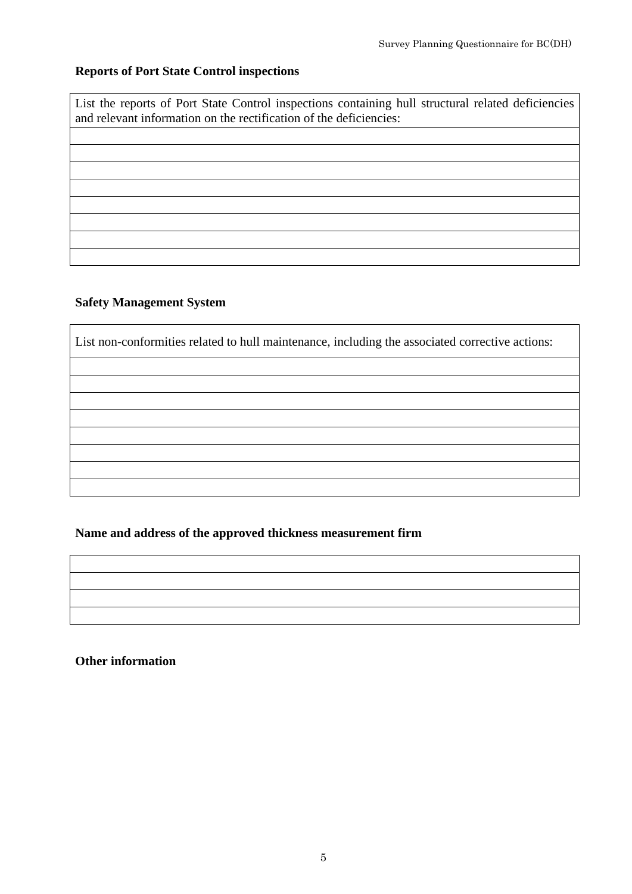**Reports of Port State Control inspections**

| List the reports of Port State Control inspections containing hull structural related deficiencies and relevant information on the rectification of the deficiencies: |
|---|
| |
| |
| |
| |
| |
| |
| |
| |

**Safety Management System**

| List non-conformities related to hull maintenance, including the associated corrective actions: |
|---|
| |
| |
| |
| |
| |
| |
| |
| |

**Name and address of the approved thickness measurement firm**

| |
|---|
| |
| |
| |
| |

**Other information**